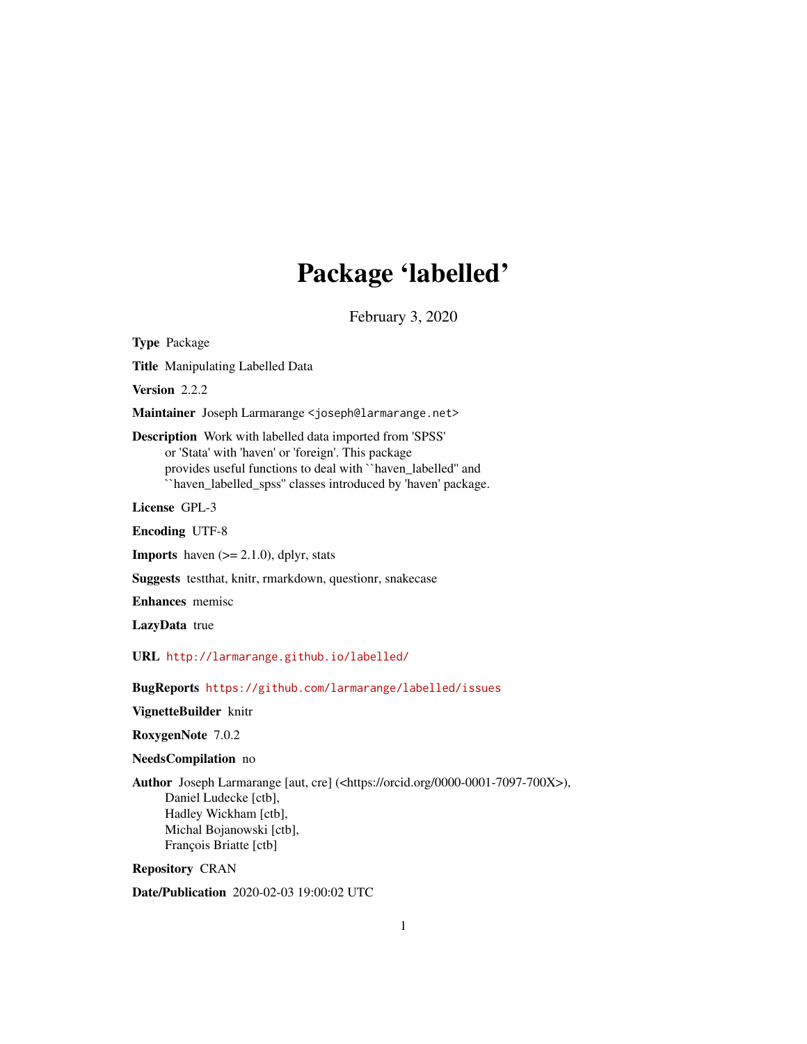# Package 'labelled'

February 3, 2020

**Type** Package

**Title** Manipulating Labelled Data

**Version** 2.2.2

**Maintainer** Joseph Larmarange <joseph@larmarange.net>

**Description** Work with labelled data imported from 'SPSS' or 'Stata' with 'haven' or 'foreign'. This package provides useful functions to deal with ``haven_labelled'' and ``haven_labelled_spss'' classes introduced by 'haven' package.

**License** GPL-3

**Encoding** UTF-8

**Imports** haven (>= 2.1.0), dplyr, stats

**Suggests** testthat, knitr, rmarkdown, questionr, snakecase

**Enhances** memisc

**LazyData** true

**URL** http://larmarange.github.io/labelled/

**BugReports** https://github.com/larmarange/labelled/issues

**VignetteBuilder** knitr

**RoxygenNote** 7.0.2

**NeedsCompilation** no

**Author** Joseph Larmarange [aut, cre] (<https://orcid.org/0000-0001-7097-700X>), Daniel Ludecke [ctb], Hadley Wickham [ctb], Michal Bojanowski [ctb], François Briatte [ctb]

**Repository** CRAN

**Date/Publication** 2020-02-03 19:00:02 UTC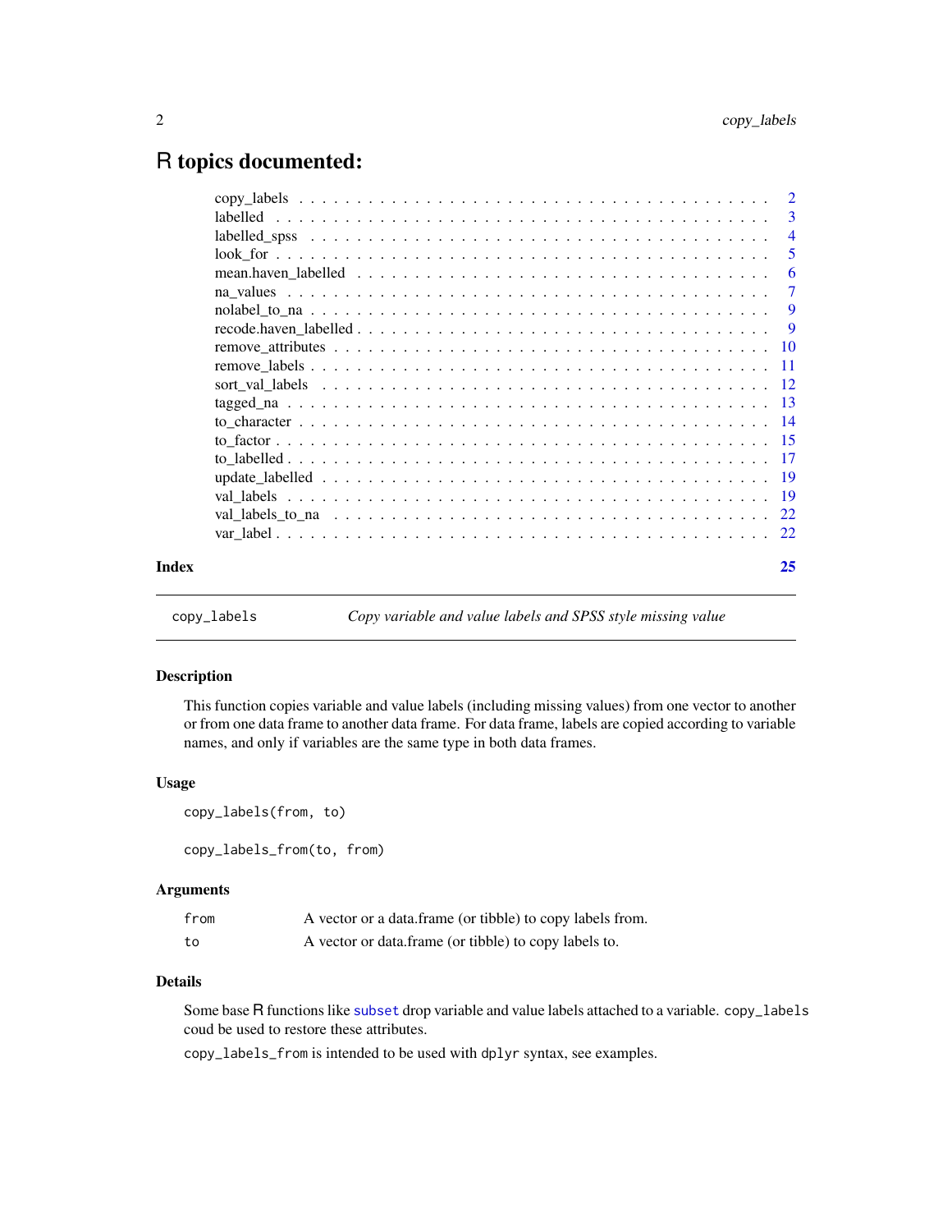# R topics documented:

| | |
|---|---|
| copy_labels | 2 |
| labelled | 3 |
| labelled_spss | 4 |
| look_for | 5 |
| mean.haven_labelled | 6 |
| na_values | 7 |
| nolabel_to_na | 9 |
| recode.haven_labelled | 9 |
| remove_attributes | 10 |
| remove_labels | 11 |
| sort_val_labels | 12 |
| tagged_na | 13 |
| to_character | 14 |
| to_factor | 15 |
| to_labelled | 17 |
| update_labelled | 19 |
| val_labels | 19 |
| val_labels_to_na | 22 |
| var_label | 22 |
| **Index** | **25** |

---

`copy_labels` *Copy variable and value labels and SPSS style missing value*

---

## Description

This function copies variable and value labels (including missing values) from one vector to another or from one data frame to another data frame. For data frame, labels are copied according to variable names, and only if variables are the same type in both data frames.

## Usage

```
copy_labels(from, to)

copy_labels_from(to, from)
```

## Arguments

| | |
|---|---|
| `from` | A vector or a data.frame (or tibble) to copy labels from. |
| `to` | A vector or data.frame (or tibble) to copy labels to. |

## Details

Some base R functions like `subset` drop variable and value labels attached to a variable. `copy_labels` coud be used to restore these attributes.

`copy_labels_from` is intended to be used with `dplyr` syntax, see examples.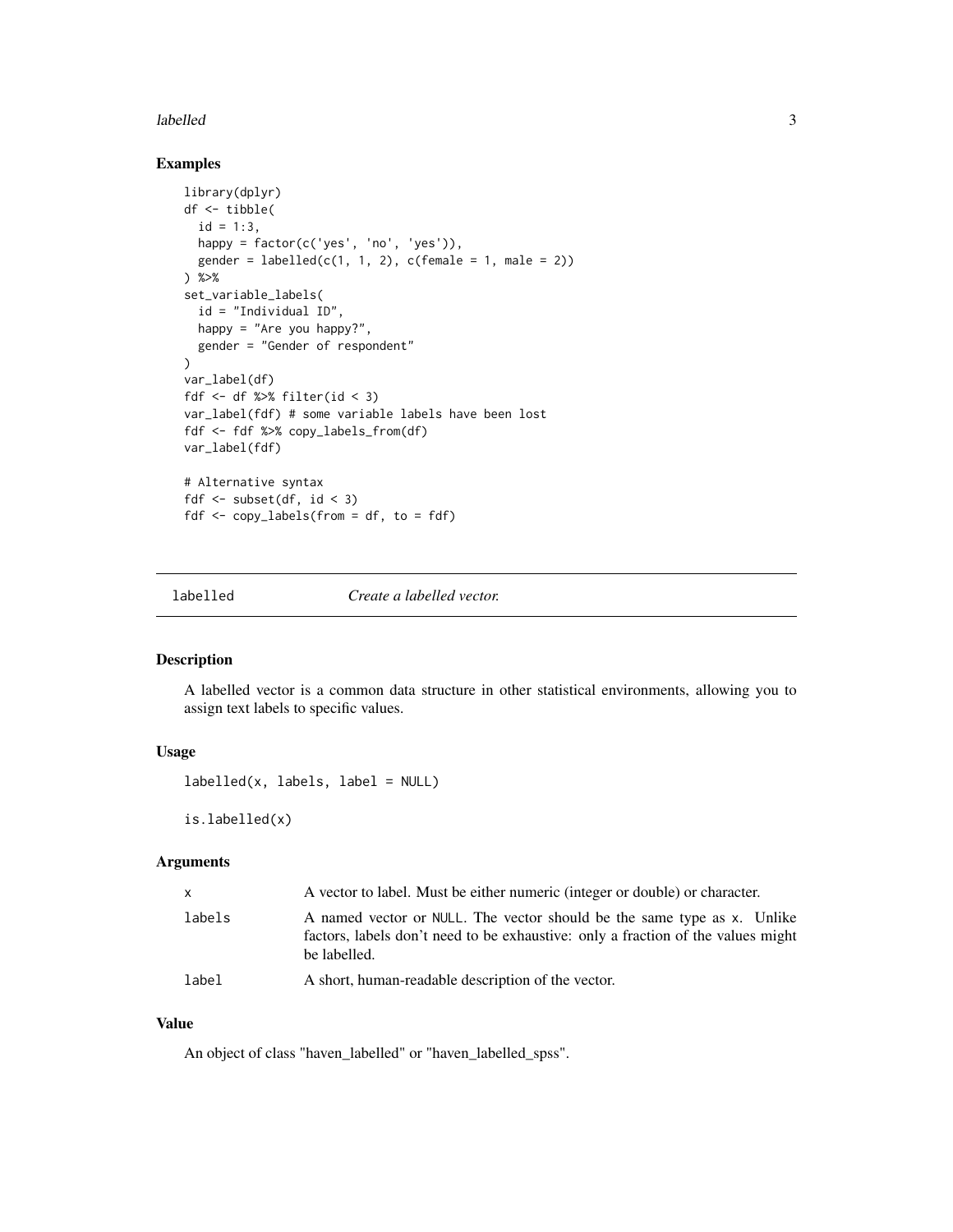## Examples

```
library(dplyr)
df <- tibble(
  id = 1:3,
  happy = factor(c('yes', 'no', 'yes')),
  gender = labelled(c(1, 1, 2), c(female = 1, male = 2))
) %>%
set_variable_labels(
  id = "Individual ID",
  happy = "Are you happy?",
  gender = "Gender of respondent"
)
var_label(df)
fdf <- df %>% filter(id < 3)
var_label(fdf) # some variable labels have been lost
fdf <- fdf %>% copy_labels_from(df)
var_label(fdf)

# Alternative syntax
fdf <- subset(df, id < 3)
fdf <- copy_labels(from = df, to = fdf)
```

---

# labelled — *Create a labelled vector.*

---

## Description

A labelled vector is a common data structure in other statistical environments, allowing you to assign text labels to specific values.

## Usage

```
labelled(x, labels, label = NULL)

is.labelled(x)
```

## Arguments

| | |
|---|---|
| x | A vector to label. Must be either numeric (integer or double) or character. |
| labels | A named vector or NULL. The vector should be the same type as x. Unlike factors, labels don't need to be exhaustive: only a fraction of the values might be labelled. |
| label | A short, human-readable description of the vector. |

## Value

An object of class "haven_labelled" or "haven_labelled_spss".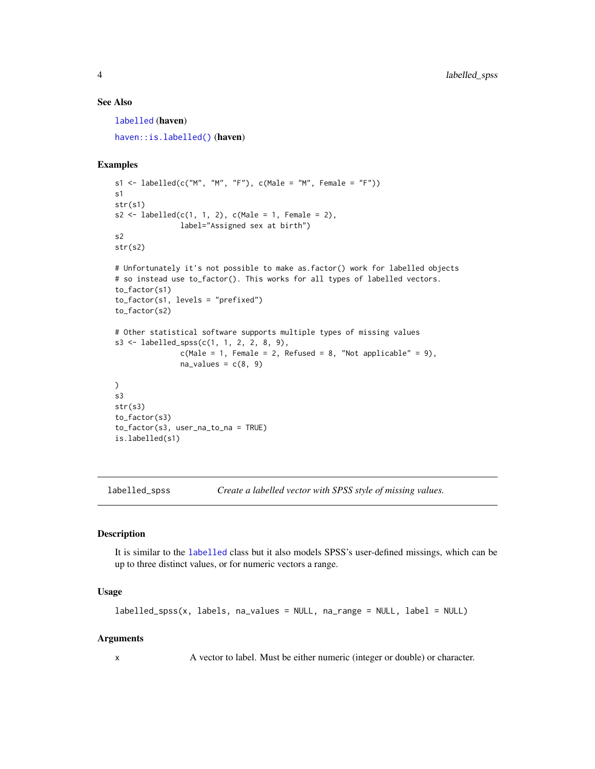### See Also

labelled (**haven**)

haven::is.labelled() (**haven**)

### Examples

```
s1 <- labelled(c("M", "M", "F"), c(Male = "M", Female = "F"))
s1
str(s1)
s2 <- labelled(c(1, 1, 2), c(Male = 1, Female = 2),
               label="Assigned sex at birth")
s2
str(s2)

# Unfortunately it's not possible to make as.factor() work for labelled objects
# so instead use to_factor(). This works for all types of labelled vectors.
to_factor(s1)
to_factor(s1, levels = "prefixed")
to_factor(s2)

# Other statistical software supports multiple types of missing values
s3 <- labelled_spss(c(1, 1, 2, 2, 8, 9),
               c(Male = 1, Female = 2, Refused = 8, "Not applicable" = 9),
               na_values = c(8, 9)

)
s3
str(s3)
to_factor(s3)
to_factor(s3, user_na_to_na = TRUE)
is.labelled(s1)
```

---

## labelled_spss — *Create a labelled vector with SPSS style of missing values.*

---

### Description

It is similar to the labelled class but it also models SPSS's user-defined missings, which can be up to three distinct values, or for numeric vectors a range.

### Usage

```
labelled_spss(x, labels, na_values = NULL, na_range = NULL, label = NULL)
```

### Arguments

| | |
|---|---|
| x | A vector to label. Must be either numeric (integer or double) or character. |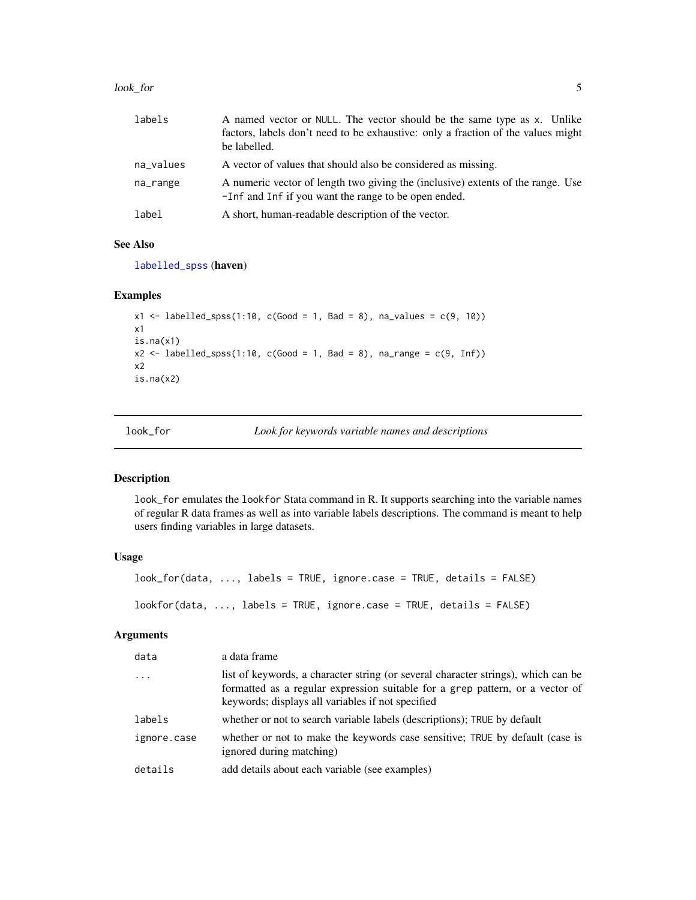| | |
|---|---|
| labels | A named vector or NULL. The vector should be the same type as x. Unlike factors, labels don't need to be exhaustive: only a fraction of the values might be labelled. |
| na_values | A vector of values that should also be considered as missing. |
| na_range | A numeric vector of length two giving the (inclusive) extents of the range. Use -Inf and Inf if you want the range to be open ended. |
| label | A short, human-readable description of the vector. |

### See Also

labelled_spss (**haven**)

### Examples

```
x1 <- labelled_spss(1:10, c(Good = 1, Bad = 8), na_values = c(9, 10))
x1
is.na(x1)
x2 <- labelled_spss(1:10, c(Good = 1, Bad = 8), na_range = c(9, Inf))
x2
is.na(x2)
```

---

## look_for — *Look for keywords variable names and descriptions*

---

### Description

look_for emulates the lookfor Stata command in R. It supports searching into the variable names of regular R data frames as well as into variable labels descriptions. The command is meant to help users finding variables in large datasets.

### Usage

```
look_for(data, ..., labels = TRUE, ignore.case = TRUE, details = FALSE)

lookfor(data, ..., labels = TRUE, ignore.case = TRUE, details = FALSE)
```

### Arguments

| | |
|---|---|
| data | a data frame |
| ... | list of keywords, a character string (or several character strings), which can be formatted as a regular expression suitable for a grep pattern, or a vector of keywords; displays all variables if not specified |
| labels | whether or not to search variable labels (descriptions); TRUE by default |
| ignore.case | whether or not to make the keywords case sensitive; TRUE by default (case is ignored during matching) |
| details | add details about each variable (see examples) |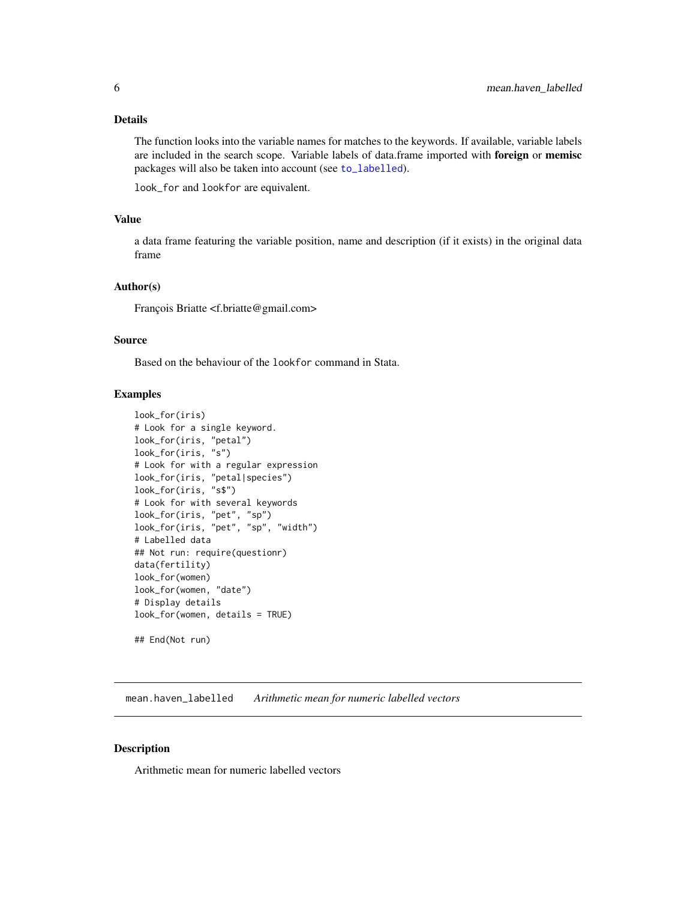### Details

The function looks into the variable names for matches to the keywords. If available, variable labels are included in the search scope. Variable labels of data.frame imported with **foreign** or **memisc** packages will also be taken into account (see `to_labelled`).

`look_for` and `lookfor` are equivalent.

### Value

a data frame featuring the variable position, name and description (if it exists) in the original data frame

### Author(s)

François Briatte <f.briatte@gmail.com>

### Source

Based on the behaviour of the `lookfor` command in Stata.

### Examples

```
look_for(iris)
# Look for a single keyword.
look_for(iris, "petal")
look_for(iris, "s")
# Look for with a regular expression
look_for(iris, "petal|species")
look_for(iris, "s$")
# Look for with several keywords
look_for(iris, "pet", "sp")
look_for(iris, "pet", "sp", "width")
# Labelled data
## Not run: require(questionr)
data(fertility)
look_for(women)
look_for(women, "date")
# Display details
look_for(women, details = TRUE)

## End(Not run)
```

---

## `mean.haven_labelled` *Arithmetic mean for numeric labelled vectors*

### Description

Arithmetic mean for numeric labelled vectors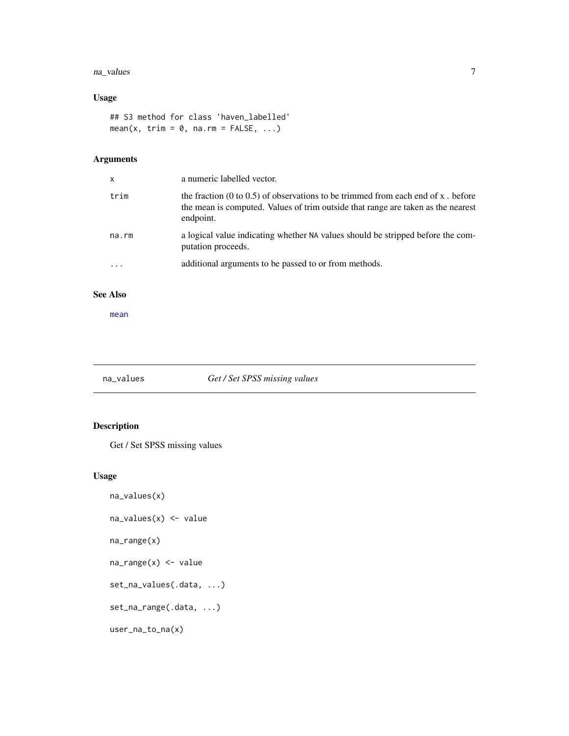## Usage

```
## S3 method for class 'haven_labelled'
mean(x, trim = 0, na.rm = FALSE, ...)
```

## Arguments

| | |
|---|---|
| x | a numeric labelled vector. |
| trim | the fraction (0 to 0.5) of observations to be trimmed from each end of x . before the mean is computed. Values of trim outside that range are taken as the nearest endpoint. |
| na.rm | a logical value indicating whether NA values should be stripped before the computation proceeds. |
| ... | additional arguments to be passed to or from methods. |

## See Also

mean

---

# na_values — *Get / Set SPSS missing values*

## Description

Get / Set SPSS missing values

## Usage

```
na_values(x)

na_values(x) <- value

na_range(x)

na_range(x) <- value

set_na_values(.data, ...)

set_na_range(.data, ...)

user_na_to_na(x)
```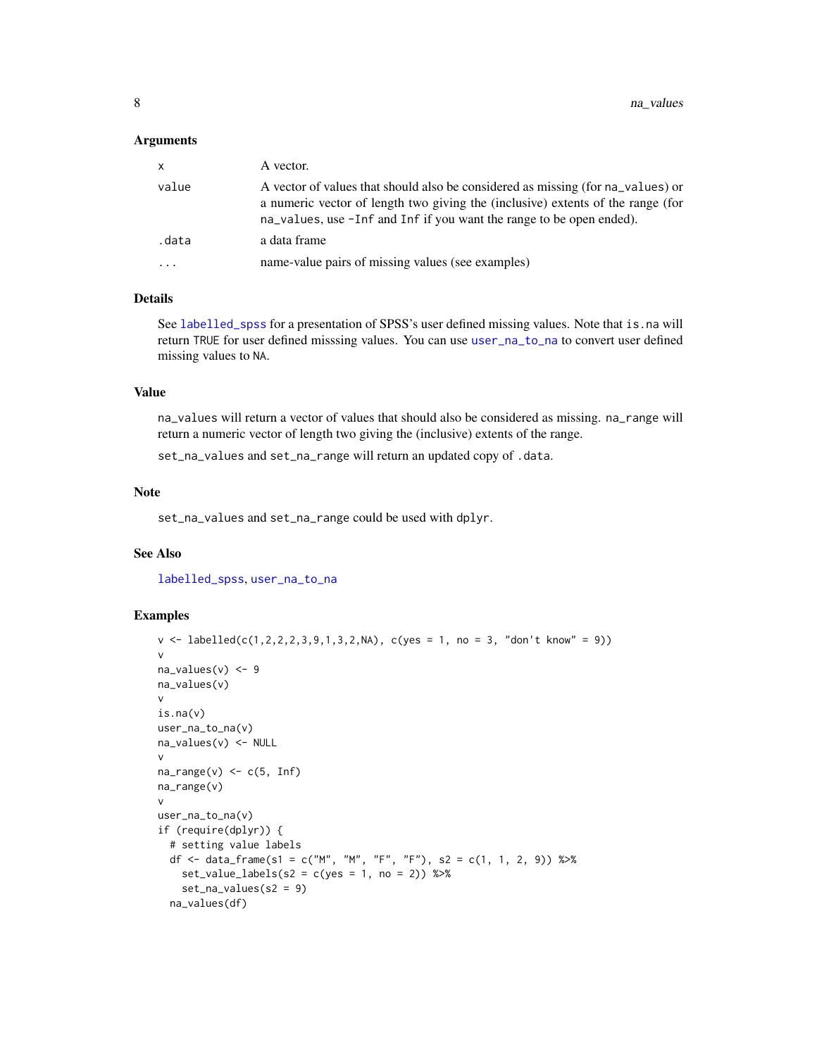### Arguments

| | |
|---|---|
| x | A vector. |
| value | A vector of values that should also be considered as missing (for na_values) or a numeric vector of length two giving the (inclusive) extents of the range (for na_values, use -Inf and Inf if you want the range to be open ended). |
| .data | a data frame |
| ... | name-value pairs of missing values (see examples) |

### Details

See labelled_spss for a presentation of SPSS's user defined missing values. Note that is.na will return TRUE for user defined misssing values. You can use user_na_to_na to convert user defined missing values to NA.

### Value

na_values will return a vector of values that should also be considered as missing. na_range will return a numeric vector of length two giving the (inclusive) extents of the range.

set_na_values and set_na_range will return an updated copy of .data.

### Note

set_na_values and set_na_range could be used with dplyr.

### See Also

labelled_spss, user_na_to_na

### Examples

```
v <- labelled(c(1,2,2,2,3,9,1,3,2,NA), c(yes = 1, no = 3, "don't know" = 9))
v
na_values(v) <- 9
na_values(v)
v
is.na(v)
user_na_to_na(v)
na_values(v) <- NULL
v
na_range(v) <- c(5, Inf)
na_range(v)
v
user_na_to_na(v)
if (require(dplyr)) {
  # setting value labels
  df <- data_frame(s1 = c("M", "M", "F", "F"), s2 = c(1, 1, 2, 9)) %>%
    set_value_labels(s2 = c(yes = 1, no = 2)) %>%
    set_na_values(s2 = 9)
  na_values(df)
```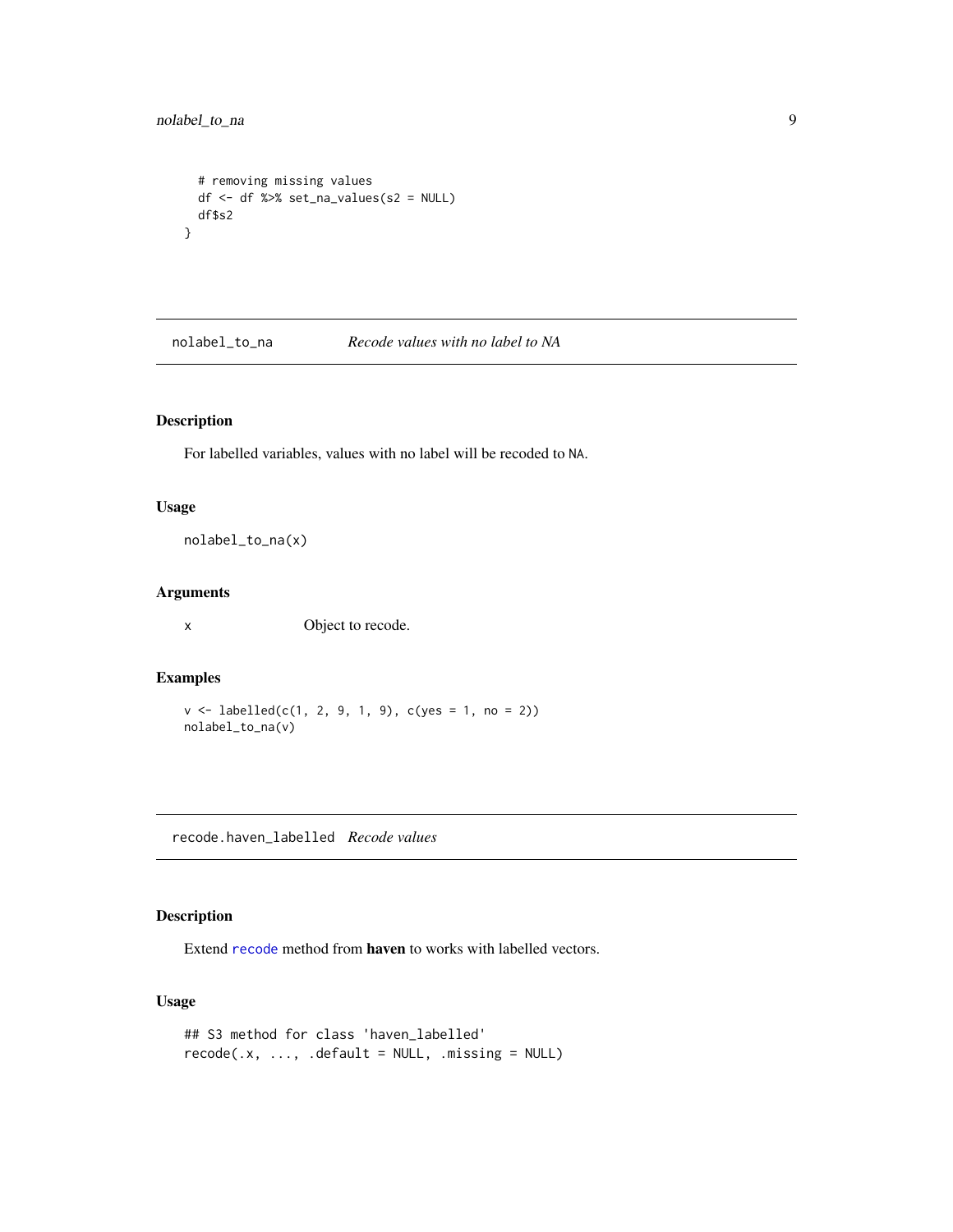```
  # removing missing values
  df <- df %>% set_na_values(s2 = NULL)
  df$s2
}
```

## nolabel_to_na — *Recode values with no label to NA*

### Description

For labelled variables, values with no label will be recoded to NA.

### Usage

```
nolabel_to_na(x)
```

### Arguments

| | |
|---|---|
| x | Object to recode. |

### Examples

```
v <- labelled(c(1, 2, 9, 1, 9), c(yes = 1, no = 2))
nolabel_to_na(v)
```

## recode.haven_labelled — *Recode values*

### Description

Extend recode method from **haven** to works with labelled vectors.

### Usage

```
## S3 method for class 'haven_labelled'
recode(.x, ..., .default = NULL, .missing = NULL)
```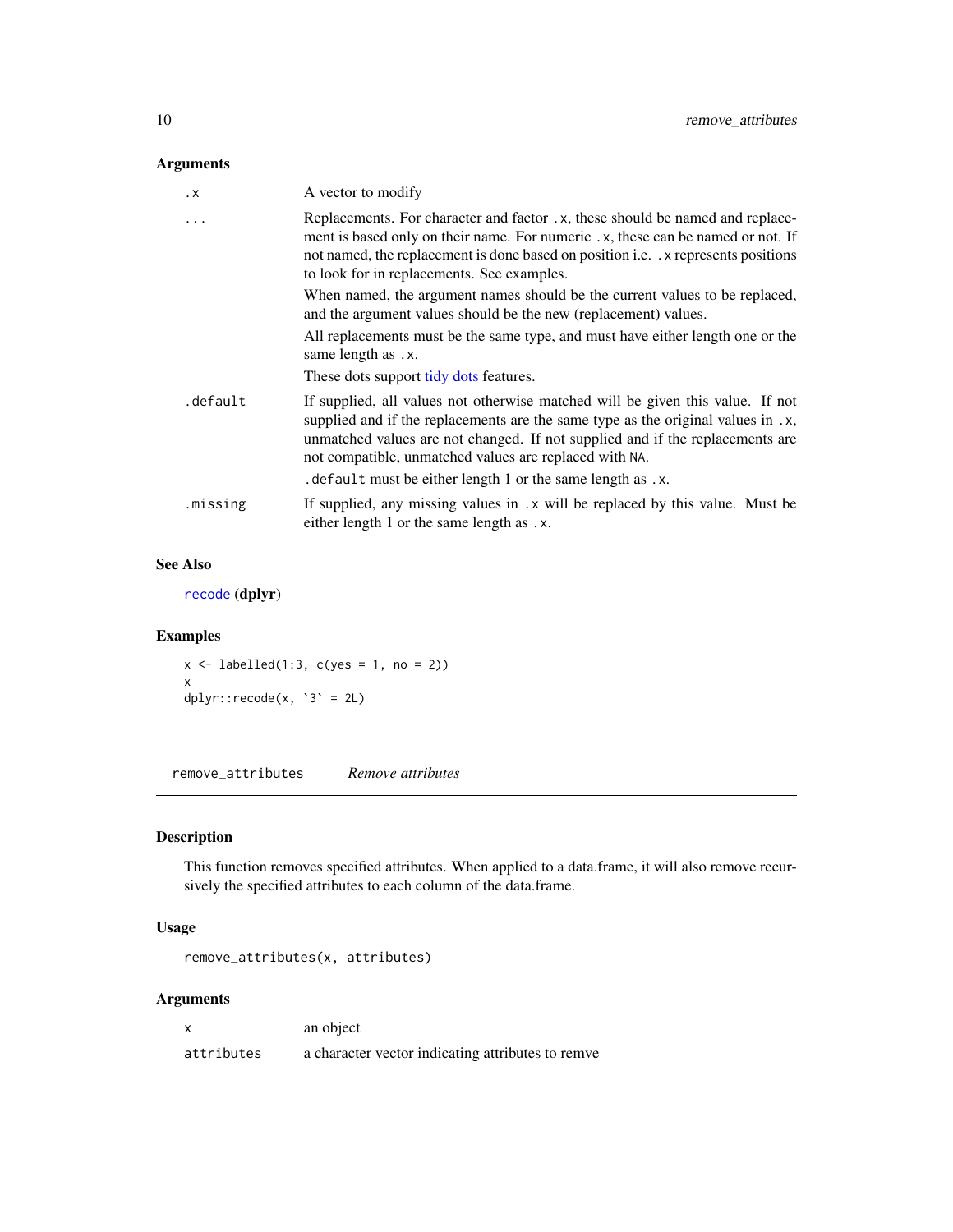### Arguments

| | |
|---|---|
| `.x` | A vector to modify |
| `...` | Replacements. For character and factor `.x`, these should be named and replacement is based only on their name. For numeric `.x`, these can be named or not. If not named, the replacement is done based on position i.e. `.x` represents positions to look for in replacements. See examples.<br><br>When named, the argument names should be the current values to be replaced, and the argument values should be the new (replacement) values.<br><br>All replacements must be the same type, and must have either length one or the same length as `.x`.<br><br>These dots support tidy dots features. |
| `.default` | If supplied, all values not otherwise matched will be given this value. If not supplied and if the replacements are the same type as the original values in `.x`, unmatched values are not changed. If not supplied and if the replacements are not compatible, unmatched values are replaced with `NA`.<br><br>`.default` must be either length 1 or the same length as `.x`. |
| `.missing` | If supplied, any missing values in `.x` will be replaced by this value. Must be either length 1 or the same length as `.x`. |

### See Also

`recode` (**dplyr**)

### Examples

```
x <- labelled(1:3, c(yes = 1, no = 2))
x
dplyr::recode(x, `3` = 2L)
```

---

## remove_attributes *Remove attributes*

### Description

This function removes specified attributes. When applied to a data.frame, it will also remove recursively the specified attributes to each column of the data.frame.

### Usage

```
remove_attributes(x, attributes)
```

### Arguments

| | |
|---|---|
| `x` | an object |
| `attributes` | a character vector indicating attributes to remve |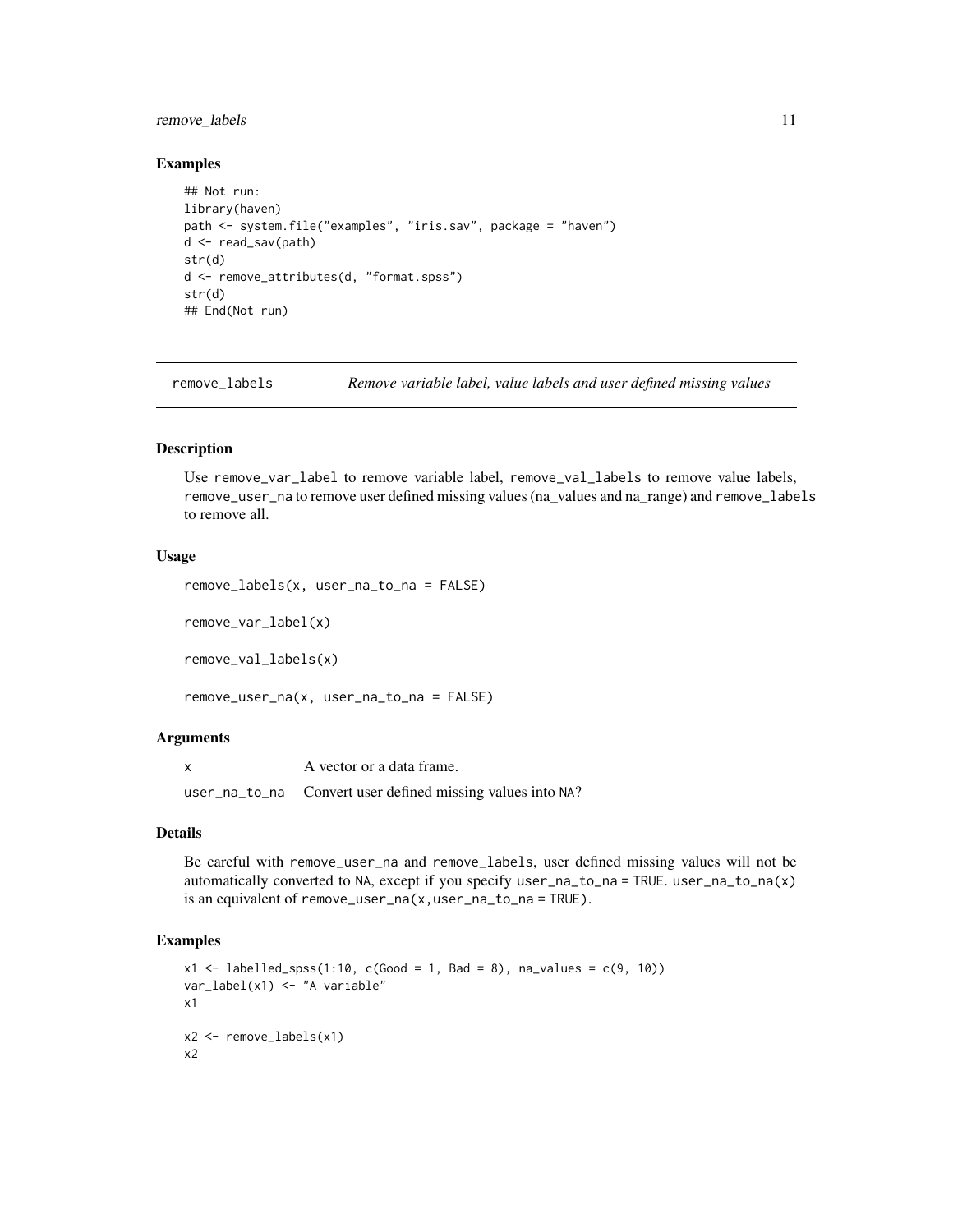### Examples

```
## Not run:
library(haven)
path <- system.file("examples", "iris.sav", package = "haven")
d <- read_sav(path)
str(d)
d <- remove_attributes(d, "format.spss")
str(d)
## End(Not run)
```

---

## remove_labels — *Remove variable label, value labels and user defined missing values*

### Description

Use `remove_var_label` to remove variable label, `remove_val_labels` to remove value labels, `remove_user_na` to remove user defined missing values (na_values and na_range) and `remove_labels` to remove all.

### Usage

```
remove_labels(x, user_na_to_na = FALSE)

remove_var_label(x)

remove_val_labels(x)

remove_user_na(x, user_na_to_na = FALSE)
```

### Arguments

| | |
|---|---|
| `x` | A vector or a data frame. |
| `user_na_to_na` | Convert user defined missing values into `NA`? |

### Details

Be careful with `remove_user_na` and `remove_labels`, user defined missing values will not be automatically converted to `NA`, except if you specify `user_na_to_na = TRUE`. `user_na_to_na(x)` is an equivalent of `remove_user_na(x,user_na_to_na = TRUE)`.

### Examples

```
x1 <- labelled_spss(1:10, c(Good = 1, Bad = 8), na_values = c(9, 10))
var_label(x1) <- "A variable"
x1

x2 <- remove_labels(x1)
x2
```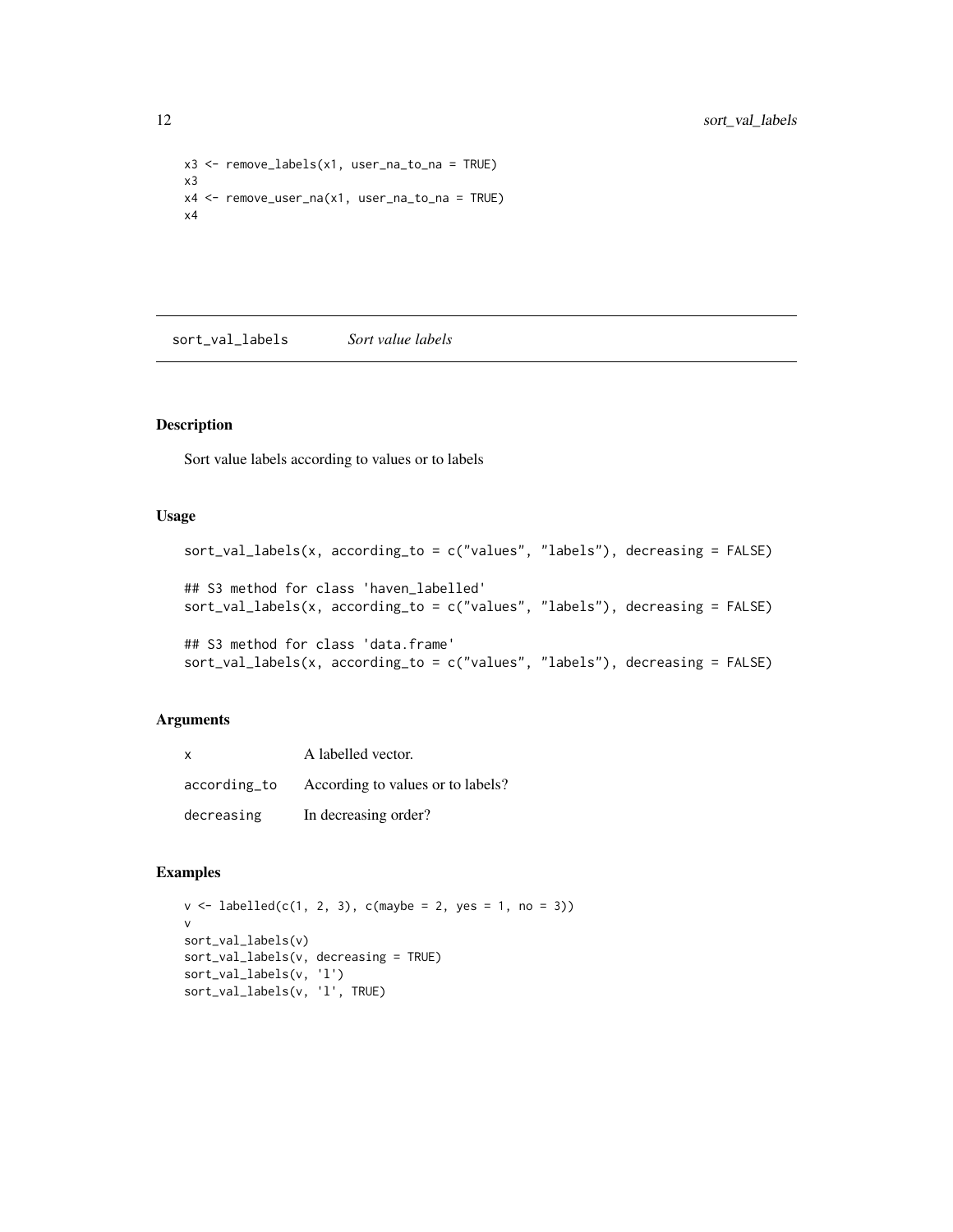```
x3 <- remove_labels(x1, user_na_to_na = TRUE)
x3
x4 <- remove_user_na(x1, user_na_to_na = TRUE)
x4
```

## sort_val_labels *Sort value labels*

### Description

Sort value labels according to values or to labels

### Usage

```
sort_val_labels(x, according_to = c("values", "labels"), decreasing = FALSE)

## S3 method for class 'haven_labelled'
sort_val_labels(x, according_to = c("values", "labels"), decreasing = FALSE)

## S3 method for class 'data.frame'
sort_val_labels(x, according_to = c("values", "labels"), decreasing = FALSE)
```

### Arguments

| | |
|---|---|
| x | A labelled vector. |
| according_to | According to values or to labels? |
| decreasing | In decreasing order? |

### Examples

```
v <- labelled(c(1, 2, 3), c(maybe = 2, yes = 1, no = 3))
v
sort_val_labels(v)
sort_val_labels(v, decreasing = TRUE)
sort_val_labels(v, 'l')
sort_val_labels(v, 'l', TRUE)
```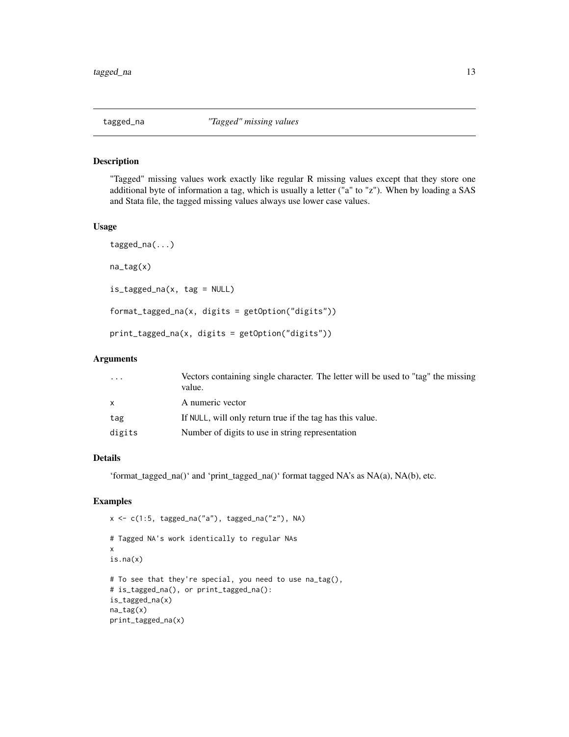## tagged_na *"Tagged" missing values*

### Description

"Tagged" missing values work exactly like regular R missing values except that they store one additional byte of information a tag, which is usually a letter ("a" to "z"). When by loading a SAS and Stata file, the tagged missing values always use lower case values.

### Usage

```
tagged_na(...)

na_tag(x)

is_tagged_na(x, tag = NULL)

format_tagged_na(x, digits = getOption("digits"))

print_tagged_na(x, digits = getOption("digits"))
```

### Arguments

| | |
|---|---|
| ... | Vectors containing single character. The letter will be used to "tag" the missing value. |
| x | A numeric vector |
| tag | If NULL, will only return true if the tag has this value. |
| digits | Number of digits to use in string representation |

### Details

'format_tagged_na()' and 'print_tagged_na()' format tagged NA's as NA(a), NA(b), etc.

### Examples

```
x <- c(1:5, tagged_na("a"), tagged_na("z"), NA)

# Tagged NA's work identically to regular NAs
x
is.na(x)

# To see that they're special, you need to use na_tag(),
# is_tagged_na(), or print_tagged_na():
is_tagged_na(x)
na_tag(x)
print_tagged_na(x)
```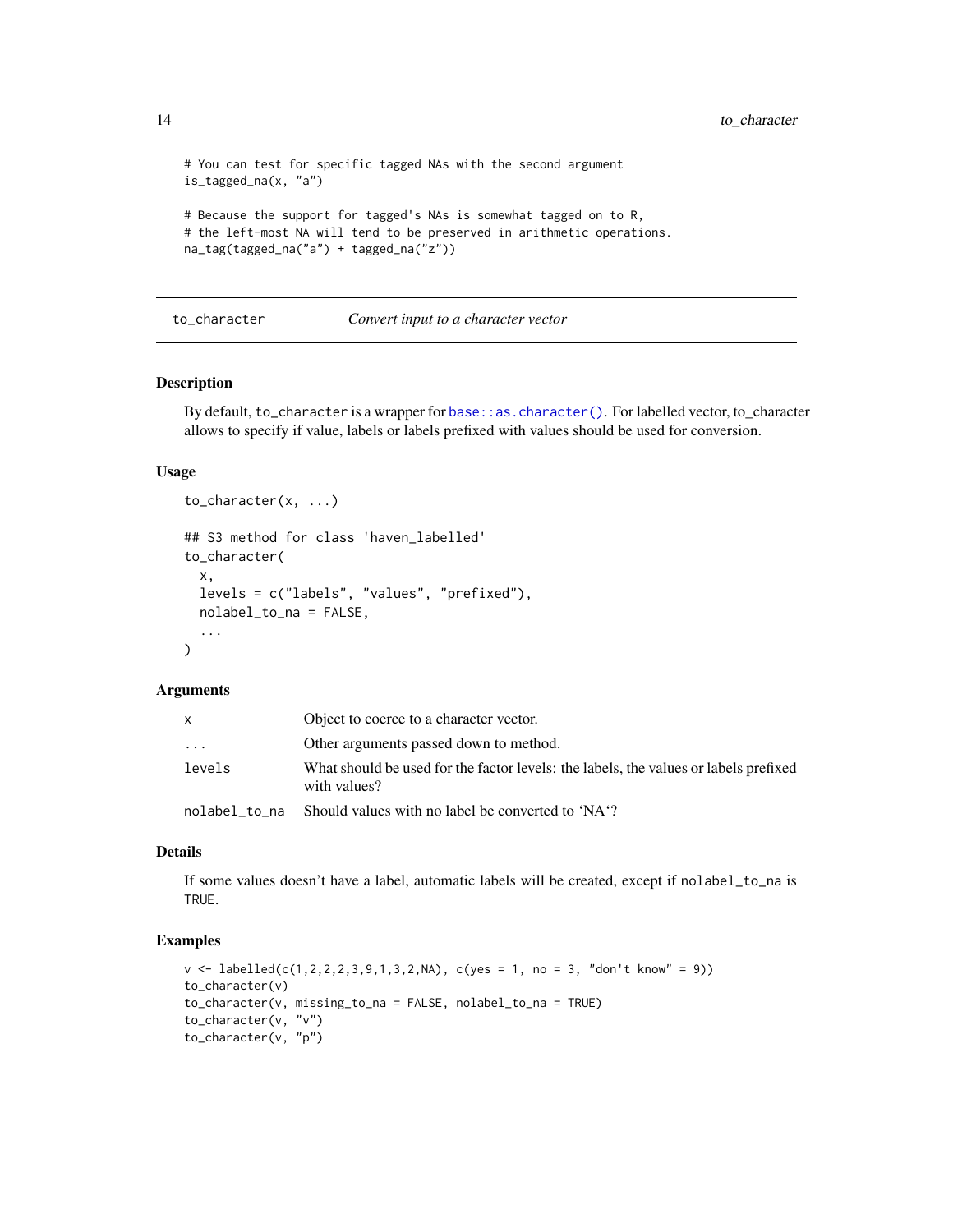```
# You can test for specific tagged NAs with the second argument
is_tagged_na(x, "a")

# Because the support for tagged's NAs is somewhat tagged on to R,
# the left-most NA will tend to be preserved in arithmetic operations.
na_tag(tagged_na("a") + tagged_na("z"))
```

## to_character — *Convert input to a character vector*

### Description

By default, `to_character` is a wrapper for `base::as.character()`. For labelled vector, to_character allows to specify if value, labels or labels prefixed with values should be used for conversion.

### Usage

```
to_character(x, ...)

## S3 method for class 'haven_labelled'
to_character(
  x,
  levels = c("labels", "values", "prefixed"),
  nolabel_to_na = FALSE,
  ...
)
```

### Arguments

| | |
|---|---|
| `x` | Object to coerce to a character vector. |
| `...` | Other arguments passed down to method. |
| `levels` | What should be used for the factor levels: the labels, the values or labels prefixed with values? |
| `nolabel_to_na` | Should values with no label be converted to 'NA'? |

### Details

If some values doesn't have a label, automatic labels will be created, except if `nolabel_to_na` is `TRUE`.

### Examples

```
v <- labelled(c(1,2,2,2,3,9,1,3,2,NA), c(yes = 1, no = 3, "don't know" = 9))
to_character(v)
to_character(v, missing_to_na = FALSE, nolabel_to_na = TRUE)
to_character(v, "v")
to_character(v, "p")
```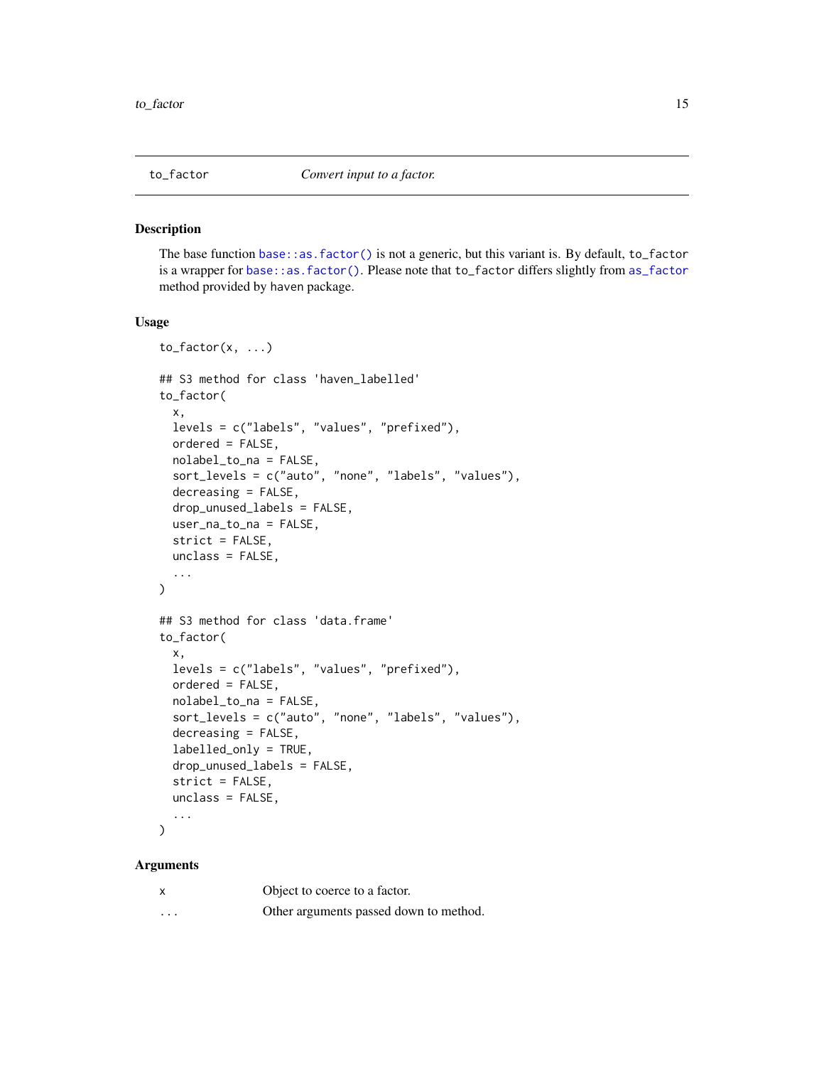## to_factor — *Convert input to a factor.*

### Description

The base function `base::as.factor()` is not a generic, but this variant is. By default, `to_factor` is a wrapper for `base::as.factor()`. Please note that `to_factor` differs slightly from `as_factor` method provided by haven package.

### Usage

```
to_factor(x, ...)

## S3 method for class 'haven_labelled'
to_factor(
  x,
  levels = c("labels", "values", "prefixed"),
  ordered = FALSE,
  nolabel_to_na = FALSE,
  sort_levels = c("auto", "none", "labels", "values"),
  decreasing = FALSE,
  drop_unused_labels = FALSE,
  user_na_to_na = FALSE,
  strict = FALSE,
  unclass = FALSE,
  ...
)

## S3 method for class 'data.frame'
to_factor(
  x,
  levels = c("labels", "values", "prefixed"),
  ordered = FALSE,
  nolabel_to_na = FALSE,
  sort_levels = c("auto", "none", "labels", "values"),
  decreasing = FALSE,
  labelled_only = TRUE,
  drop_unused_labels = FALSE,
  strict = FALSE,
  unclass = FALSE,
  ...
)
```

### Arguments

| | |
|---|---|
| `x` | Object to coerce to a factor. |
| `...` | Other arguments passed down to method. |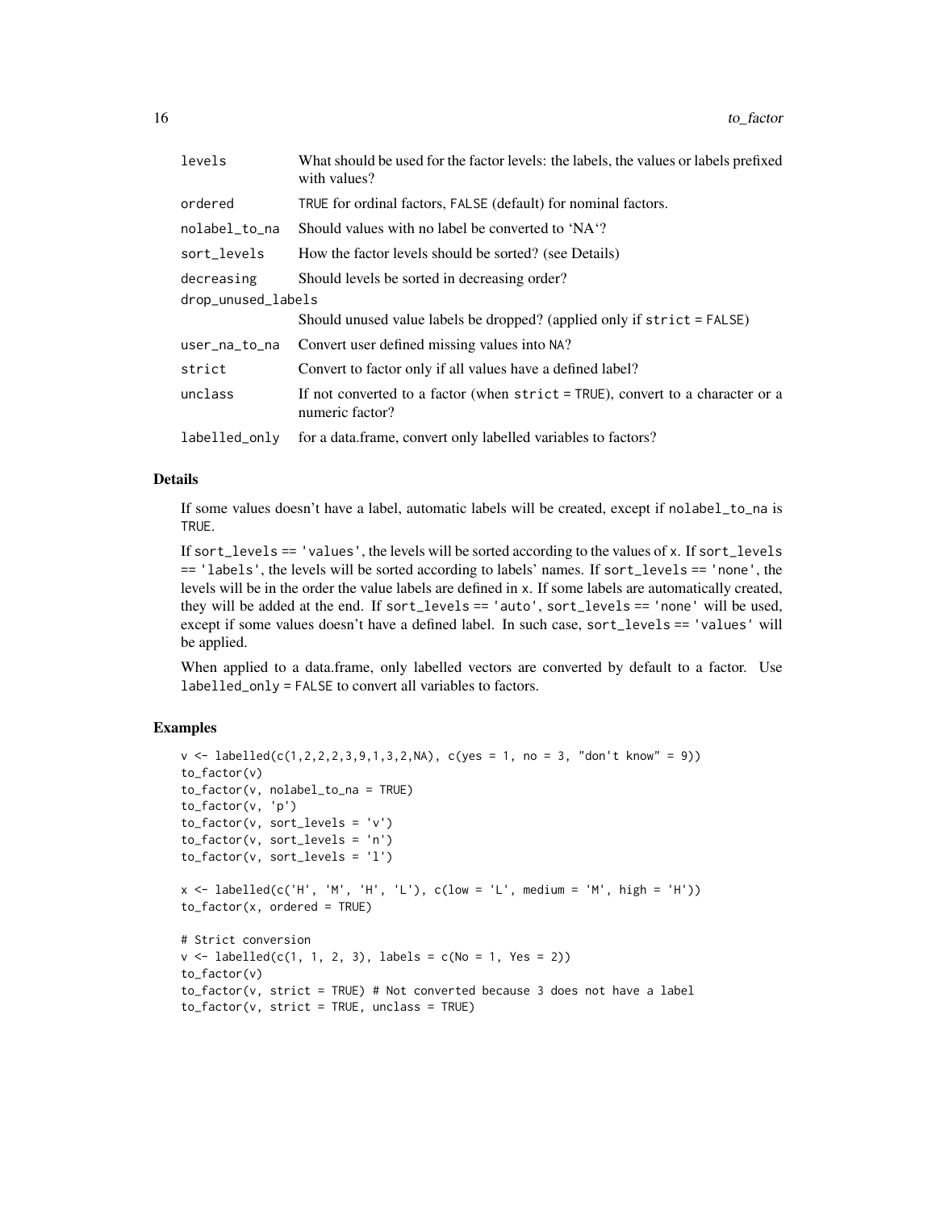| | |
|---|---|
| `levels` | What should be used for the factor levels: the labels, the values or labels prefixed with values? |
| `ordered` | `TRUE` for ordinal factors, `FALSE` (default) for nominal factors. |
| `nolabel_to_na` | Should values with no label be converted to 'NA'? |
| `sort_levels` | How the factor levels should be sorted? (see Details) |
| `decreasing` | Should levels be sorted in decreasing order? |
| `drop_unused_labels` | Should unused value labels be dropped? (applied only if `strict = FALSE`) |
| `user_na_to_na` | Convert user defined missing values into `NA`? |
| `strict` | Convert to factor only if all values have a defined label? |
| `unclass` | If not converted to a factor (when `strict = TRUE`), convert to a character or a numeric factor? |
| `labelled_only` | for a data.frame, convert only labelled variables to factors? |

## Details

If some values doesn't have a label, automatic labels will be created, except if `nolabel_to_na` is `TRUE`.

If `sort_levels == 'values'`, the levels will be sorted according to the values of `x`. If `sort_levels == 'labels'`, the levels will be sorted according to labels' names. If `sort_levels == 'none'`, the levels will be in the order the value labels are defined in `x`. If some labels are automatically created, they will be added at the end. If `sort_levels == 'auto'`, `sort_levels == 'none'` will be used, except if some values doesn't have a defined label. In such case, `sort_levels == 'values'` will be applied.

When applied to a data.frame, only labelled vectors are converted by default to a factor. Use `labelled_only = FALSE` to convert all variables to factors.

## Examples

```
v <- labelled(c(1,2,2,2,3,9,1,3,2,NA), c(yes = 1, no = 3, "don't know" = 9))
to_factor(v)
to_factor(v, nolabel_to_na = TRUE)
to_factor(v, 'p')
to_factor(v, sort_levels = 'v')
to_factor(v, sort_levels = 'n')
to_factor(v, sort_levels = 'l')

x <- labelled(c('H', 'M', 'H', 'L'), c(low = 'L', medium = 'M', high = 'H'))
to_factor(x, ordered = TRUE)

# Strict conversion
v <- labelled(c(1, 1, 2, 3), labels = c(No = 1, Yes = 2))
to_factor(v)
to_factor(v, strict = TRUE) # Not converted because 3 does not have a label
to_factor(v, strict = TRUE, unclass = TRUE)
```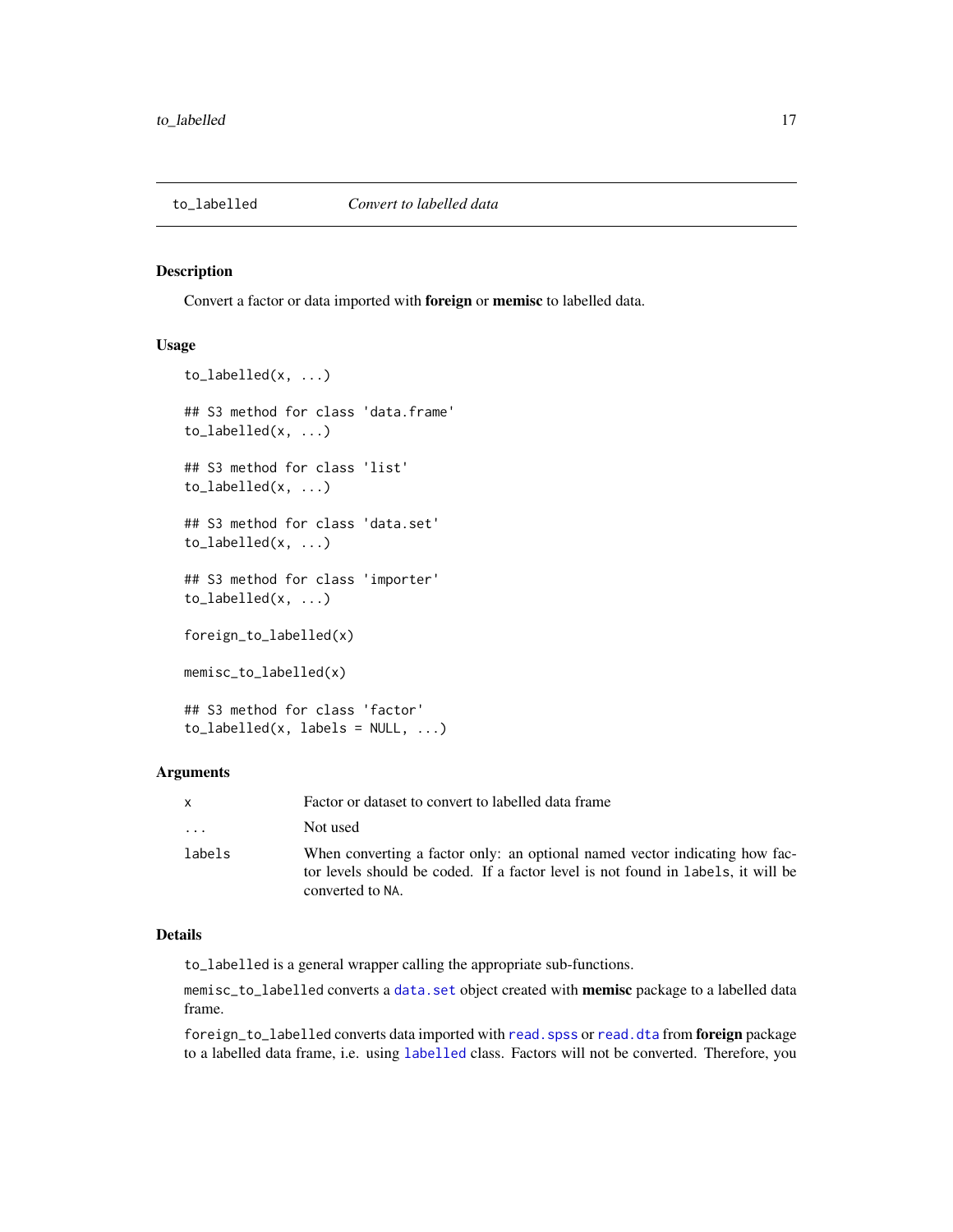# to_labelled — *Convert to labelled data*

## Description

Convert a factor or data imported with **foreign** or **memisc** to labelled data.

## Usage

```
to_labelled(x, ...)

## S3 method for class 'data.frame'
to_labelled(x, ...)

## S3 method for class 'list'
to_labelled(x, ...)

## S3 method for class 'data.set'
to_labelled(x, ...)

## S3 method for class 'importer'
to_labelled(x, ...)

foreign_to_labelled(x)

memisc_to_labelled(x)

## S3 method for class 'factor'
to_labelled(x, labels = NULL, ...)
```

## Arguments

| | |
|---|---|
| `x` | Factor or dataset to convert to labelled data frame |
| `...` | Not used |
| `labels` | When converting a factor only: an optional named vector indicating how factor levels should be coded. If a factor level is not found in `labels`, it will be converted to `NA`. |

## Details

`to_labelled` is a general wrapper calling the appropriate sub-functions.

`memisc_to_labelled` converts a `data.set` object created with **memisc** package to a labelled data frame.

`foreign_to_labelled` converts data imported with `read.spss` or `read.dta` from **foreign** package to a labelled data frame, i.e. using `labelled` class. Factors will not be converted. Therefore, you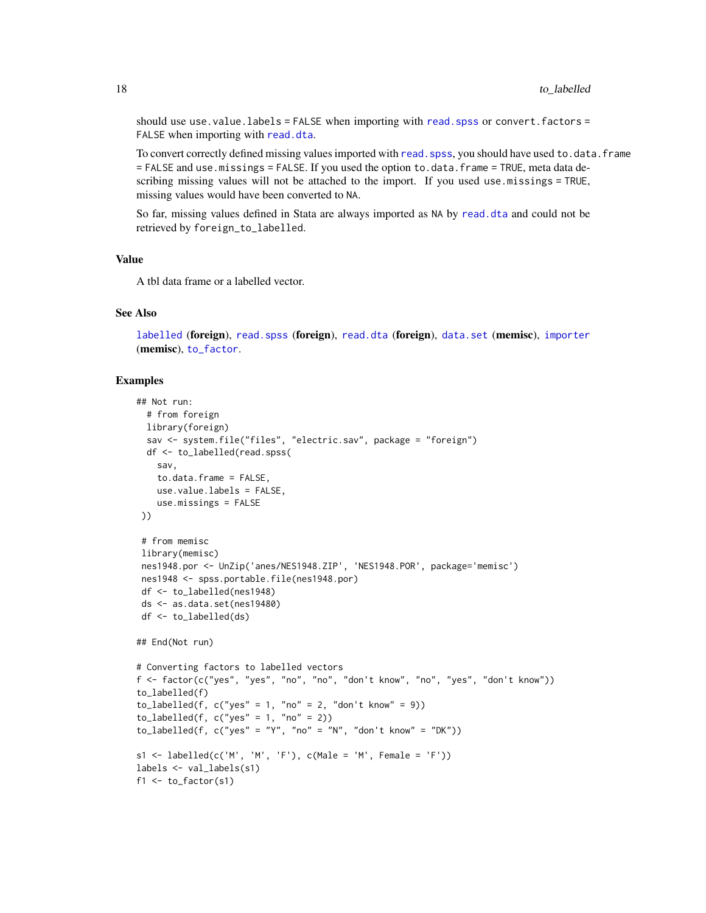should use `use.value.labels = FALSE` when importing with `read.spss` or `convert.factors = FALSE` when importing with `read.dta`.

To convert correctly defined missing values imported with `read.spss`, you should have used `to.data.frame = FALSE` and `use.missings = FALSE`. If you used the option `to.data.frame = TRUE`, meta data describing missing values will not be attached to the import. If you used `use.missings = TRUE`, missing values would have been converted to `NA`.

So far, missing values defined in Stata are always imported as `NA` by `read.dta` and could not be retrieved by `foreign_to_labelled`.

### Value

A tbl data frame or a labelled vector.

### See Also

`labelled` (**foreign**), `read.spss` (**foreign**), `read.dta` (**foreign**), `data.set` (**memisc**), `importer` (**memisc**), `to_factor`.

### Examples

```
## Not run:
  # from foreign
  library(foreign)
  sav <- system.file("files", "electric.sav", package = "foreign")
  df <- to_labelled(read.spss(
    sav,
    to.data.frame = FALSE,
    use.value.labels = FALSE,
    use.missings = FALSE
 ))

 # from memisc
 library(memisc)
 nes1948.por <- UnZip('anes/NES1948.ZIP', 'NES1948.POR', package='memisc')
 nes1948 <- spss.portable.file(nes1948.por)
 df <- to_labelled(nes1948)
 ds <- as.data.set(nes19480)
 df <- to_labelled(ds)

## End(Not run)

# Converting factors to labelled vectors
f <- factor(c("yes", "yes", "no", "no", "don't know", "no", "yes", "don't know"))
to_labelled(f)
to_labelled(f, c("yes" = 1, "no" = 2, "don't know" = 9))
to_labelled(f, c("yes" = 1, "no" = 2))
to_labelled(f, c("yes" = "Y", "no" = "N", "don't know" = "DK"))

s1 <- labelled(c('M', 'M', 'F'), c(Male = 'M', Female = 'F'))
labels <- val_labels(s1)
f1 <- to_factor(s1)
```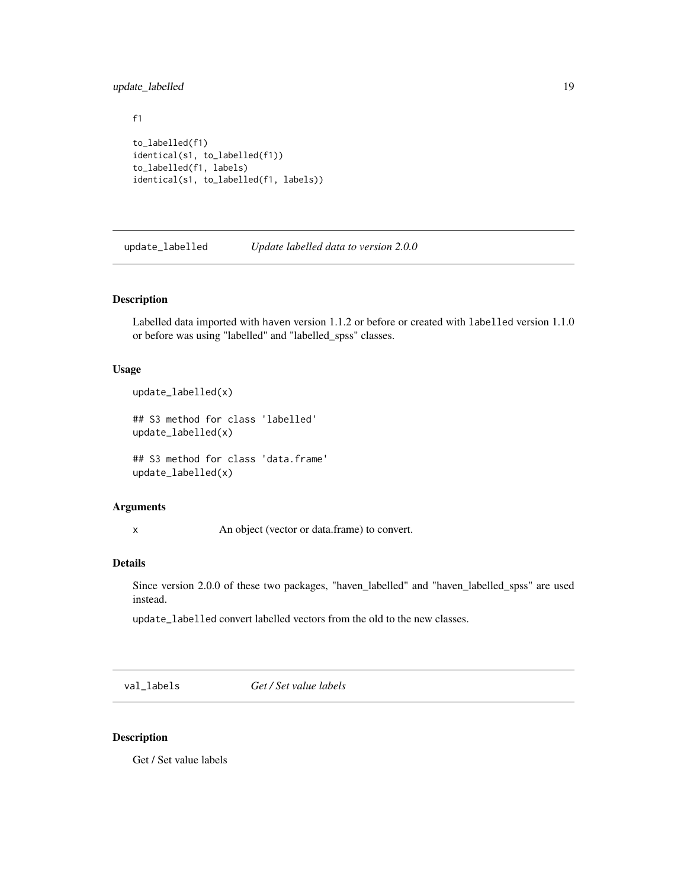```
f1

to_labelled(f1)
identical(s1, to_labelled(f1))
to_labelled(f1, labels)
identical(s1, to_labelled(f1, labels))
```

## update_labelled — *Update labelled data to version 2.0.0*

### Description

Labelled data imported with haven version 1.1.2 or before or created with labelled version 1.1.0 or before was using "labelled" and "labelled_spss" classes.

### Usage

```
update_labelled(x)

## S3 method for class 'labelled'
update_labelled(x)

## S3 method for class 'data.frame'
update_labelled(x)
```

### Arguments

| | |
|---|---|
| x | An object (vector or data.frame) to convert. |

### Details

Since version 2.0.0 of these two packages, "haven_labelled" and "haven_labelled_spss" are used instead.

`update_labelled` convert labelled vectors from the old to the new classes.

## val_labels — *Get / Set value labels*

### Description

Get / Set value labels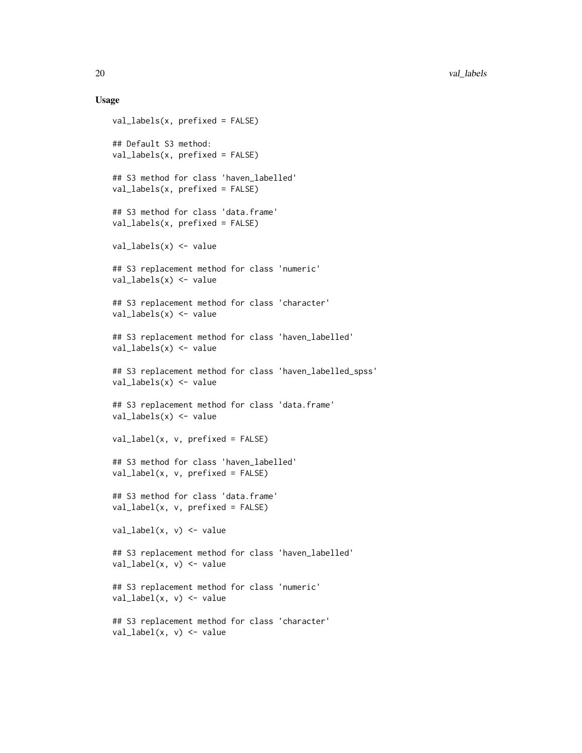## Usage

```
val_labels(x, prefixed = FALSE)

## Default S3 method:
val_labels(x, prefixed = FALSE)

## S3 method for class 'haven_labelled'
val_labels(x, prefixed = FALSE)

## S3 method for class 'data.frame'
val_labels(x, prefixed = FALSE)

val_labels(x) <- value

## S3 replacement method for class 'numeric'
val_labels(x) <- value

## S3 replacement method for class 'character'
val_labels(x) <- value

## S3 replacement method for class 'haven_labelled'
val_labels(x) <- value

## S3 replacement method for class 'haven_labelled_spss'
val_labels(x) <- value

## S3 replacement method for class 'data.frame'
val_labels(x) <- value

val_label(x, v, prefixed = FALSE)

## S3 method for class 'haven_labelled'
val_label(x, v, prefixed = FALSE)

## S3 method for class 'data.frame'
val_label(x, v, prefixed = FALSE)

val_label(x, v) <- value

## S3 replacement method for class 'haven_labelled'
val_label(x, v) <- value

## S3 replacement method for class 'numeric'
val_label(x, v) <- value

## S3 replacement method for class 'character'
val_label(x, v) <- value
```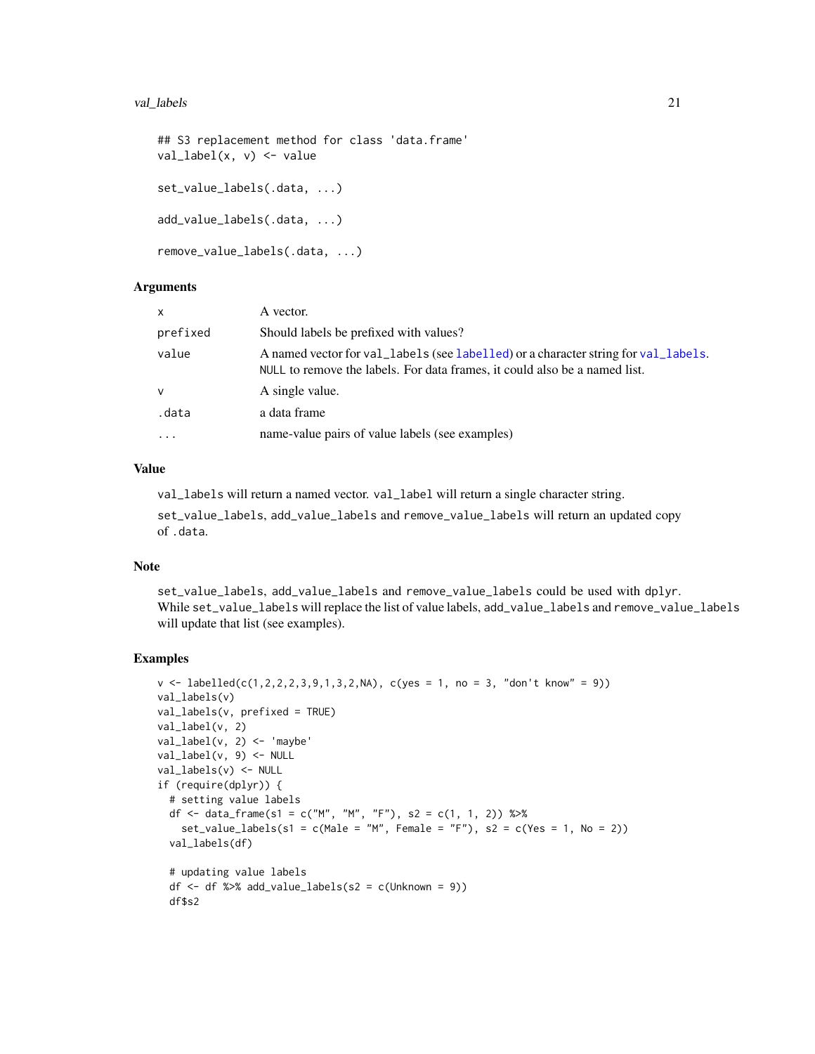```
## S3 replacement method for class 'data.frame'
val_label(x, v) <- value

set_value_labels(.data, ...)

add_value_labels(.data, ...)

remove_value_labels(.data, ...)
```

### Arguments

| | |
|---|---|
| `x` | A vector. |
| `prefixed` | Should labels be prefixed with values? |
| `value` | A named vector for `val_labels` (see `labelled`) or a character string for `val_labels`. `NULL` to remove the labels. For data frames, it could also be a named list. |
| `v` | A single value. |
| `.data` | a data frame |
| `...` | name-value pairs of value labels (see examples) |

### Value

`val_labels` will return a named vector. `val_label` will return a single character string.

`set_value_labels`, `add_value_labels` and `remove_value_labels` will return an updated copy of `.data`.

### Note

`set_value_labels`, `add_value_labels` and `remove_value_labels` could be used with `dplyr`. While `set_value_labels` will replace the list of value labels, `add_value_labels` and `remove_value_labels` will update that list (see examples).

### Examples

```
v <- labelled(c(1,2,2,2,3,9,1,3,2,NA), c(yes = 1, no = 3, "don't know" = 9))
val_labels(v)
val_labels(v, prefixed = TRUE)
val_label(v, 2)
val_label(v, 2) <- 'maybe'
val_label(v, 9) <- NULL
val_labels(v) <- NULL
if (require(dplyr)) {
  # setting value labels
  df <- data_frame(s1 = c("M", "M", "F"), s2 = c(1, 1, 2)) %>%
    set_value_labels(s1 = c(Male = "M", Female = "F"), s2 = c(Yes = 1, No = 2))
  val_labels(df)

  # updating value labels
  df <- df %>% add_value_labels(s2 = c(Unknown = 9))
  df$s2
```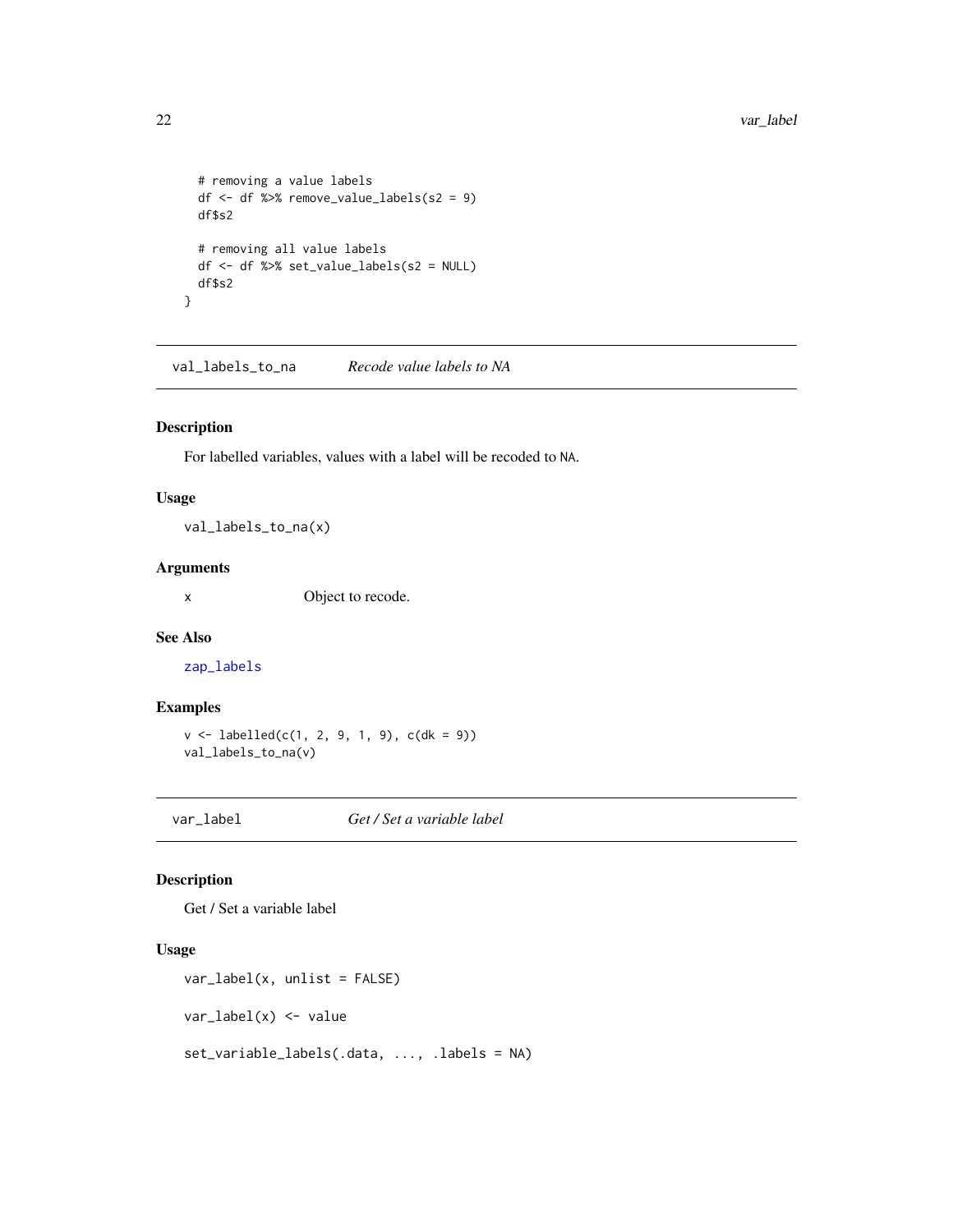```
  # removing a value labels
  df <- df %>% remove_value_labels(s2 = 9)
  df$s2

  # removing all value labels
  df <- df %>% set_value_labels(s2 = NULL)
  df$s2
}
```

## val_labels_to_na — *Recode value labels to NA*

### Description

For labelled variables, values with a label will be recoded to `NA`.

### Usage

```
val_labels_to_na(x)
```

### Arguments

| | |
|---|---|
| x | Object to recode. |

### See Also

`zap_labels`

### Examples

```
v <- labelled(c(1, 2, 9, 1, 9), c(dk = 9))
val_labels_to_na(v)
```

## var_label — *Get / Set a variable label*

### Description

Get / Set a variable label

### Usage

```
var_label(x, unlist = FALSE)

var_label(x) <- value

set_variable_labels(.data, ..., .labels = NA)
```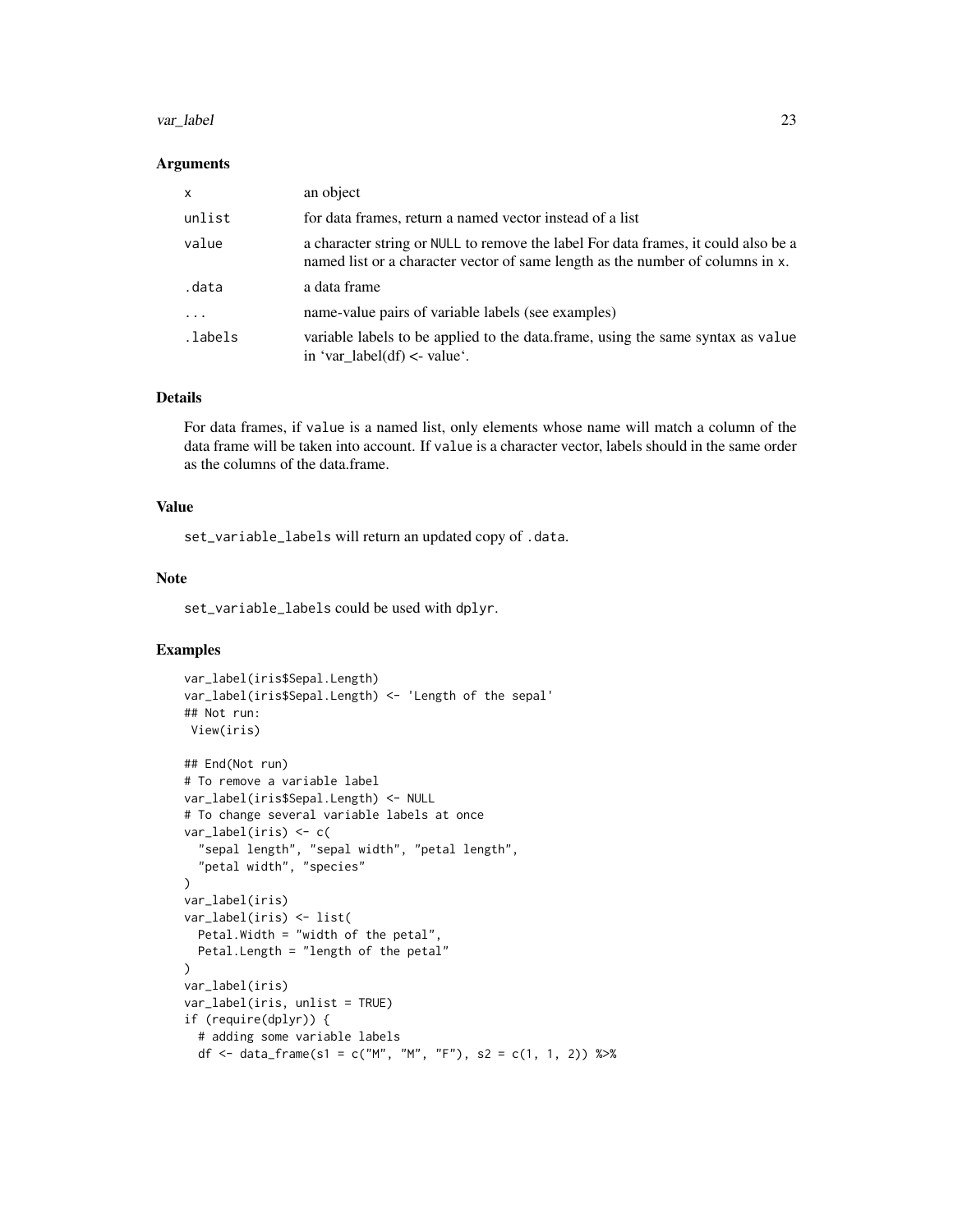### Arguments

| | |
|---|---|
| `x` | an object |
| `unlist` | for data frames, return a named vector instead of a list |
| `value` | a character string or `NULL` to remove the label For data frames, it could also be a named list or a character vector of same length as the number of columns in `x`. |
| `.data` | a data frame |
| `...` | name-value pairs of variable labels (see examples) |
| `.labels` | variable labels to be applied to the data.frame, using the same syntax as `value` in 'var_label(df) <- value'. |

### Details

For data frames, if `value` is a named list, only elements whose name will match a column of the data frame will be taken into account. If `value` is a character vector, labels should in the same order as the columns of the data.frame.

### Value

`set_variable_labels` will return an updated copy of `.data`.

### Note

`set_variable_labels` could be used with `dplyr`.

### Examples

```
var_label(iris$Sepal.Length)
var_label(iris$Sepal.Length) <- 'Length of the sepal'
## Not run:
 View(iris)

## End(Not run)
# To remove a variable label
var_label(iris$Sepal.Length) <- NULL
# To change several variable labels at once
var_label(iris) <- c(
  "sepal length", "sepal width", "petal length",
  "petal width", "species"
)
var_label(iris)
var_label(iris) <- list(
  Petal.Width = "width of the petal",
  Petal.Length = "length of the petal"
)
var_label(iris)
var_label(iris, unlist = TRUE)
if (require(dplyr)) {
  # adding some variable labels
  df <- data_frame(s1 = c("M", "M", "F"), s2 = c(1, 1, 2)) %>%
```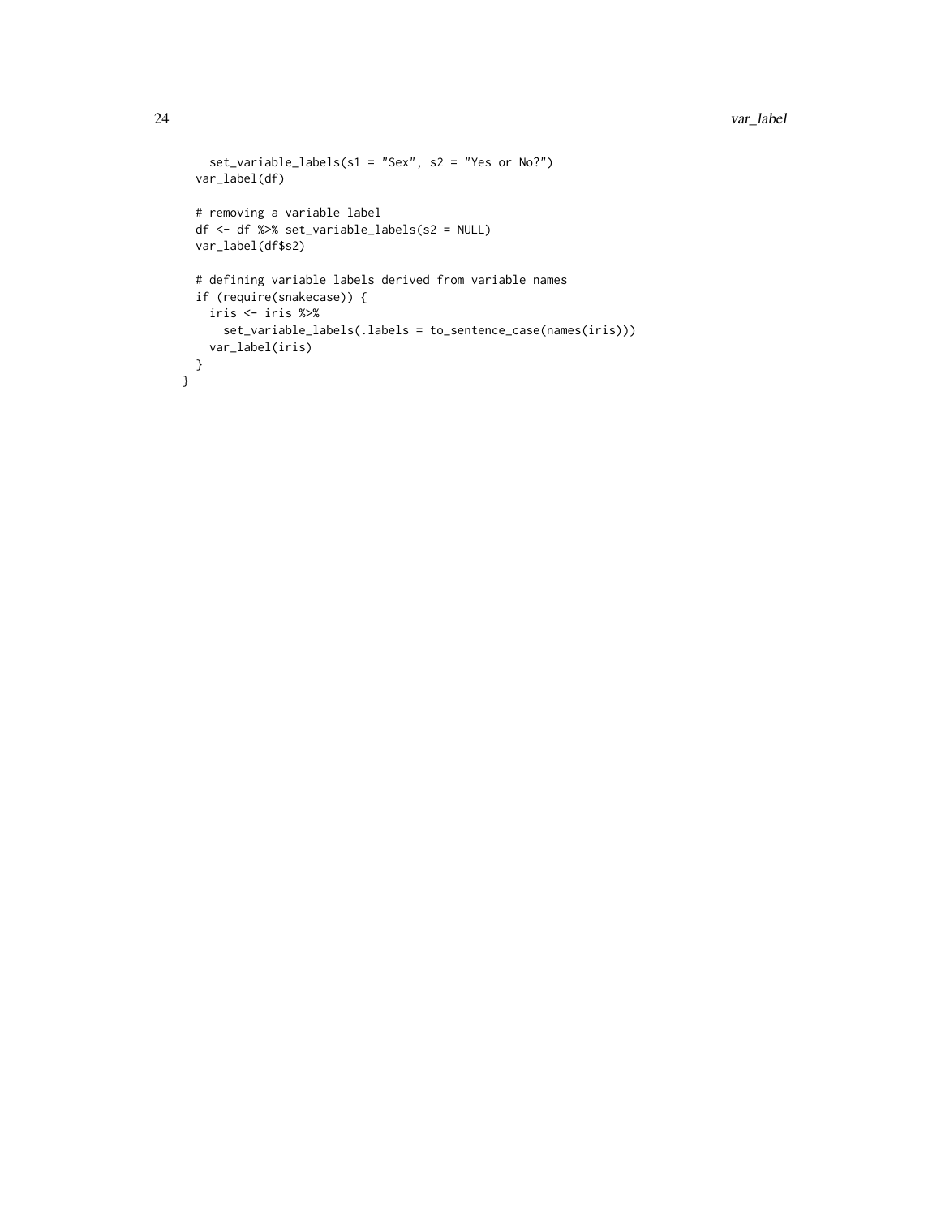```
    set_variable_labels(s1 = "Sex", s2 = "Yes or No?")
  var_label(df)

  # removing a variable label
  df <- df %>% set_variable_labels(s2 = NULL)
  var_label(df$s2)

  # defining variable labels derived from variable names
  if (require(snakecase)) {
    iris <- iris %>%
      set_variable_labels(.labels = to_sentence_case(names(iris)))
    var_label(iris)
  }
}
```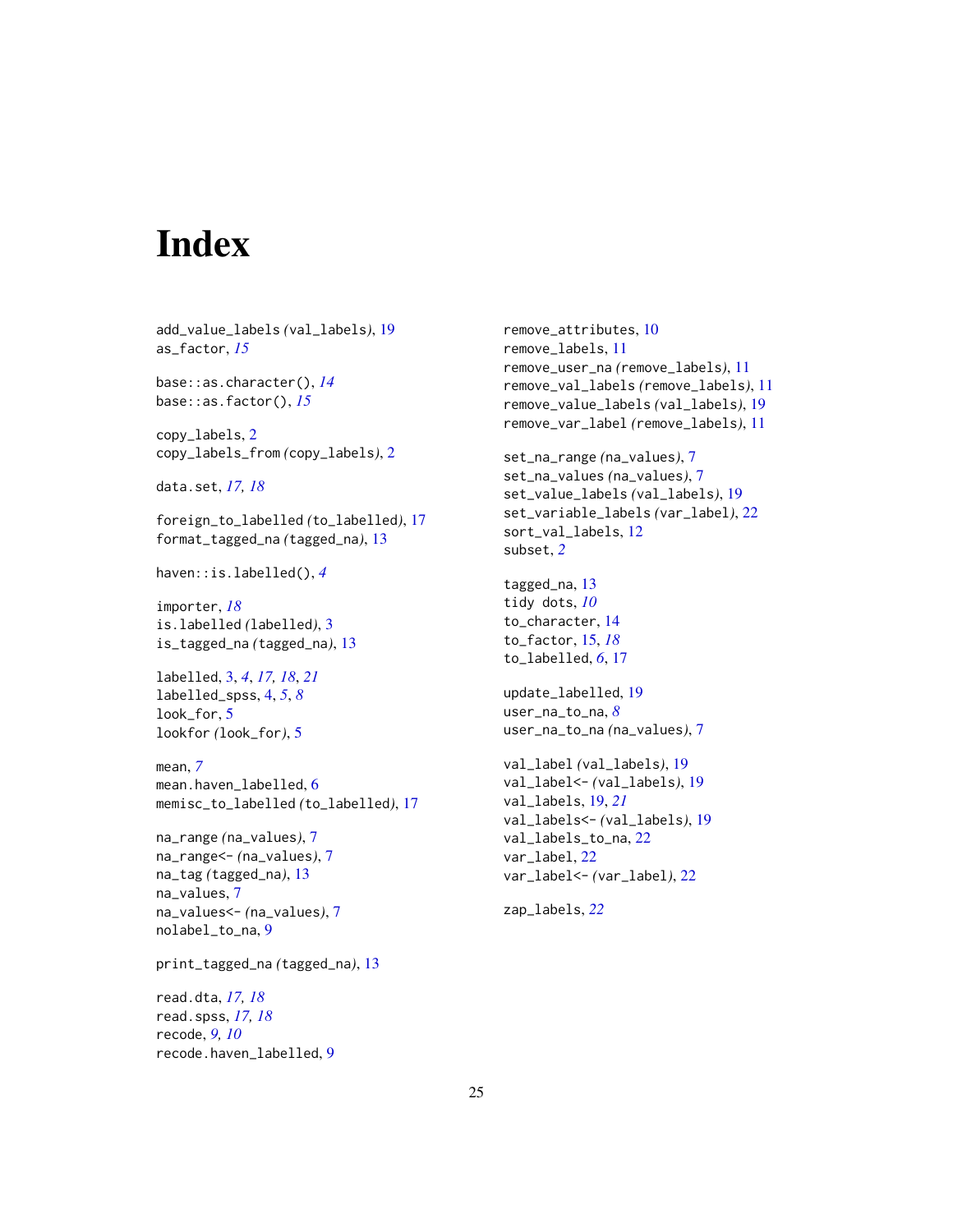# Index

add_value_labels (val_labels), 19
as_factor, *15*

base::as.character(), *14*
base::as.factor(), *15*

copy_labels, 2
copy_labels_from (copy_labels), 2

data.set, *17, 18*

foreign_to_labelled (to_labelled), 17
format_tagged_na (tagged_na), 13

haven::is.labelled(), *4*

importer, *18*
is.labelled (labelled), 3
is_tagged_na (tagged_na), 13

labelled, 3, *4*, *17, 18*, *21*
labelled_spss, 4, *5*, *8*
look_for, 5
lookfor (look_for), 5

mean, *7*
mean.haven_labelled, 6
memisc_to_labelled (to_labelled), 17

na_range (na_values), 7
na_range<- (na_values), 7
na_tag (tagged_na), 13
na_values, 7
na_values<- (na_values), 7
nolabel_to_na, 9

print_tagged_na (tagged_na), 13

read.dta, *17, 18*
read.spss, *17, 18*
recode, *9, 10*
recode.haven_labelled, 9

remove_attributes, 10
remove_labels, 11
remove_user_na (remove_labels), 11
remove_val_labels (remove_labels), 11
remove_value_labels (val_labels), 19
remove_var_label (remove_labels), 11

set_na_range (na_values), 7
set_na_values (na_values), 7
set_value_labels (val_labels), 19
set_variable_labels (var_label), 22
sort_val_labels, 12
subset, *2*

tagged_na, 13
tidy dots, *10*
to_character, 14
to_factor, 15, *18*
to_labelled, *6*, 17

update_labelled, 19
user_na_to_na, *8*
user_na_to_na (na_values), 7

val_label (val_labels), 19
val_label<- (val_labels), 19
val_labels, 19, *21*
val_labels<- (val_labels), 19
val_labels_to_na, 22
var_label, 22
var_label<- (var_label), 22

zap_labels, *22*